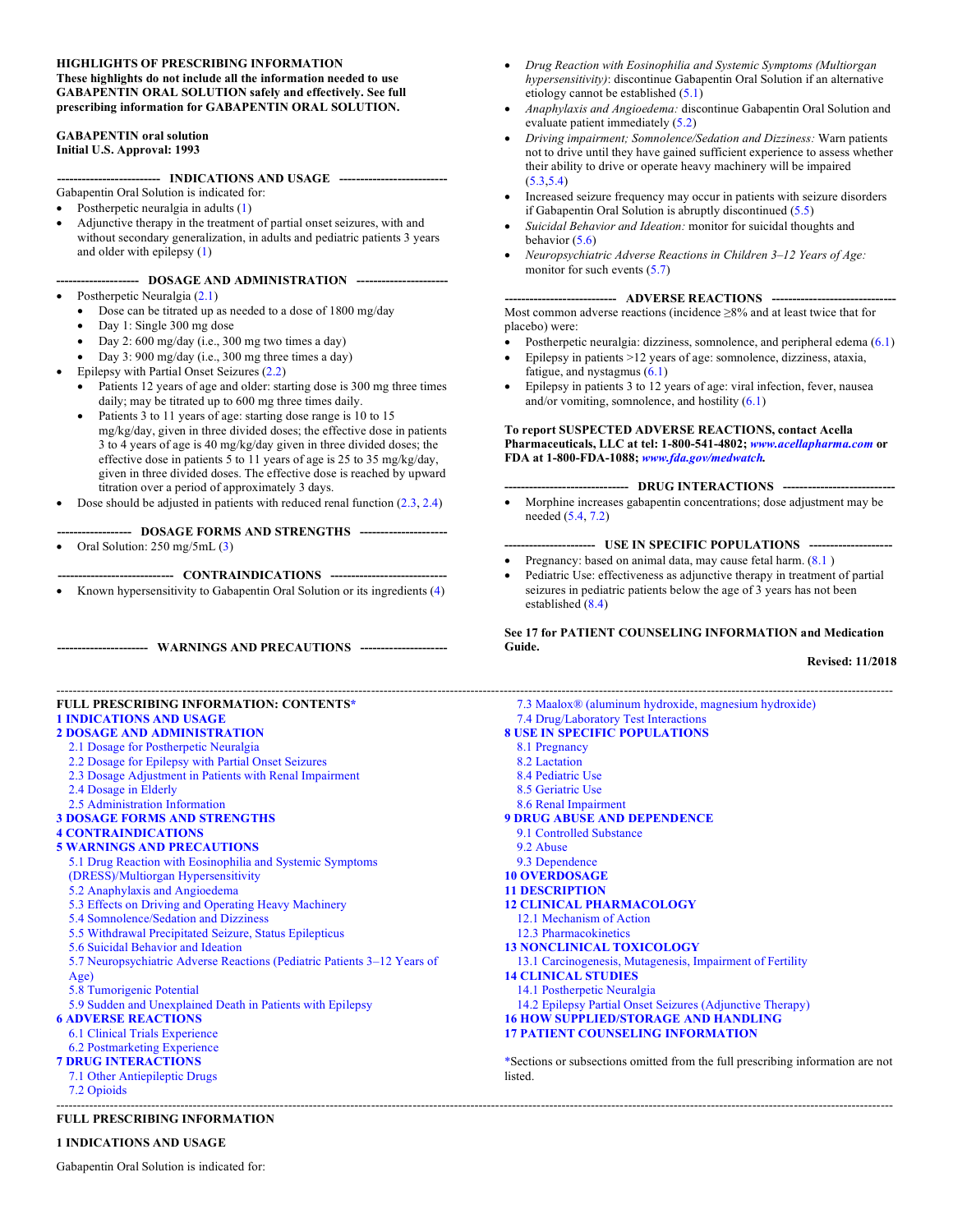**HIGHLIGHTS OF PRESCRIBING INFORMATION**
**These highlights do not include all the information needed to use GABAPENTIN ORAL SOLUTION safely and effectively. See full prescribing information for GABAPENTIN ORAL SOLUTION.**

**GABAPENTIN oral solution**
**Initial U.S. Approval: 1993**

**INDICATIONS AND USAGE**

Gabapentin Oral Solution is indicated for:

- Postherpetic neuralgia in adults (1)
- Adjunctive therapy in the treatment of partial onset seizures, with and without secondary generalization, in adults and pediatric patients 3 years and older with epilepsy (1)

**DOSAGE AND ADMINISTRATION**

- Postherpetic Neuralgia (2.1)
  - Dose can be titrated up as needed to a dose of 1800 mg/day
  - Day 1: Single 300 mg dose
  - Day 2: 600 mg/day (i.e., 300 mg two times a day)
  - Day 3: 900 mg/day (i.e., 300 mg three times a day)
- Epilepsy with Partial Onset Seizures (2.2)
  - Patients 12 years of age and older: starting dose is 300 mg three times daily; may be titrated up to 600 mg three times daily.
  - Patients 3 to 11 years of age: starting dose range is 10 to 15 mg/kg/day, given in three divided doses; the effective dose in patients 3 to 4 years of age is 40 mg/kg/day given in three divided doses; the effective dose in patients 5 to 11 years of age is 25 to 35 mg/kg/day, given in three divided doses. The effective dose is reached by upward titration over a period of approximately 3 days.
- Dose should be adjusted in patients with reduced renal function (2.3, 2.4)

**DOSAGE FORMS AND STRENGTHS**

- Oral Solution: 250 mg/5mL (3)

**CONTRAINDICATIONS**

- Known hypersensitivity to Gabapentin Oral Solution or its ingredients (4)

**WARNINGS AND PRECAUTIONS**

- *Drug Reaction with Eosinophilia and Systemic Symptoms (Multiorgan hypersensitivity)*: discontinue Gabapentin Oral Solution if an alternative etiology cannot be established (5.1)
- *Anaphylaxis and Angioedema:* discontinue Gabapentin Oral Solution and evaluate patient immediately (5.2)
- *Driving impairment; Somnolence/Sedation and Dizziness:* Warn patients not to drive until they have gained sufficient experience to assess whether their ability to drive or operate heavy machinery will be impaired (5.3,5.4)
- Increased seizure frequency may occur in patients with seizure disorders if Gabapentin Oral Solution is abruptly discontinued (5.5)
- *Suicidal Behavior and Ideation:* monitor for suicidal thoughts and behavior (5.6)
- *Neuropsychiatric Adverse Reactions in Children 3–12 Years of Age:* monitor for such events (5.7)

**ADVERSE REACTIONS**

Most common adverse reactions (incidence ≥8% and at least twice that for placebo) were:

- Postherpetic neuralgia: dizziness, somnolence, and peripheral edema (6.1)
- Epilepsy in patients >12 years of age: somnolence, dizziness, ataxia, fatigue, and nystagmus (6.1)
- Epilepsy in patients 3 to 12 years of age: viral infection, fever, nausea and/or vomiting, somnolence, and hostility (6.1)

**To report SUSPECTED ADVERSE REACTIONS, contact Acella Pharmaceuticals, LLC at tel: 1-800-541-4802; *www.acellapharma.com* or FDA at 1-800-FDA-1088; *www.fda.gov/medwatch.***

**DRUG INTERACTIONS**

- Morphine increases gabapentin concentrations; dose adjustment may be needed (5.4, 7.2)

**USE IN SPECIFIC POPULATIONS**

- Pregnancy: based on animal data, may cause fetal harm. (8.1 )
- Pediatric Use: effectiveness as adjunctive therapy in treatment of partial seizures in pediatric patients below the age of 3 years has not been established (8.4)

**See 17 for PATIENT COUNSELING INFORMATION and Medication Guide.**

**Revised: 11/2018**

**FULL PRESCRIBING INFORMATION: CONTENTS***

**1 INDICATIONS AND USAGE**
**2 DOSAGE AND ADMINISTRATION**
- 2.1 Dosage for Postherpetic Neuralgia
- 2.2 Dosage for Epilepsy with Partial Onset Seizures
- 2.3 Dosage Adjustment in Patients with Renal Impairment
- 2.4 Dosage in Elderly
- 2.5 Administration Information

**3 DOSAGE FORMS AND STRENGTHS**
**4 CONTRAINDICATIONS**
**5 WARNINGS AND PRECAUTIONS**
- 5.1 Drug Reaction with Eosinophilia and Systemic Symptoms (DRESS)/Multiorgan Hypersensitivity
- 5.2 Anaphylaxis and Angioedema
- 5.3 Effects on Driving and Operating Heavy Machinery
- 5.4 Somnolence/Sedation and Dizziness
- 5.5 Withdrawal Precipitated Seizure, Status Epilepticus
- 5.6 Suicidal Behavior and Ideation
- 5.7 Neuropsychiatric Adverse Reactions (Pediatric Patients 3–12 Years of Age)
- 5.8 Tumorigenic Potential
- 5.9 Sudden and Unexplained Death in Patients with Epilepsy

**6 ADVERSE REACTIONS**
- 6.1 Clinical Trials Experience
- 6.2 Postmarketing Experience

**7 DRUG INTERACTIONS**
- 7.1 Other Antiepileptic Drugs
- 7.2 Opioids
- 7.3 Maalox® (aluminum hydroxide, magnesium hydroxide)
- 7.4 Drug/Laboratory Test Interactions

**8 USE IN SPECIFIC POPULATIONS**
- 8.1 Pregnancy
- 8.2 Lactation
- 8.4 Pediatric Use
- 8.5 Geriatric Use
- 8.6 Renal Impairment

**9 DRUG ABUSE AND DEPENDENCE**
- 9.1 Controlled Substance
- 9.2 Abuse
- 9.3 Dependence

**10 OVERDOSAGE**
**11 DESCRIPTION**
**12 CLINICAL PHARMACOLOGY**
- 12.1 Mechanism of Action
- 12.3 Pharmacokinetics

**13 NONCLINICAL TOXICOLOGY**
- 13.1 Carcinogenesis, Mutagenesis, Impairment of Fertility

**14 CLINICAL STUDIES**
- 14.1 Postherpetic Neuralgia
- 14.2 Epilepsy Partial Onset Seizures (Adjunctive Therapy)

**16 HOW SUPPLIED/STORAGE AND HANDLING**
**17 PATIENT COUNSELING INFORMATION**

*Sections or subsections omitted from the full prescribing information are not listed.

# FULL PRESCRIBING INFORMATION

## 1 INDICATIONS AND USAGE

Gabapentin Oral Solution is indicated for: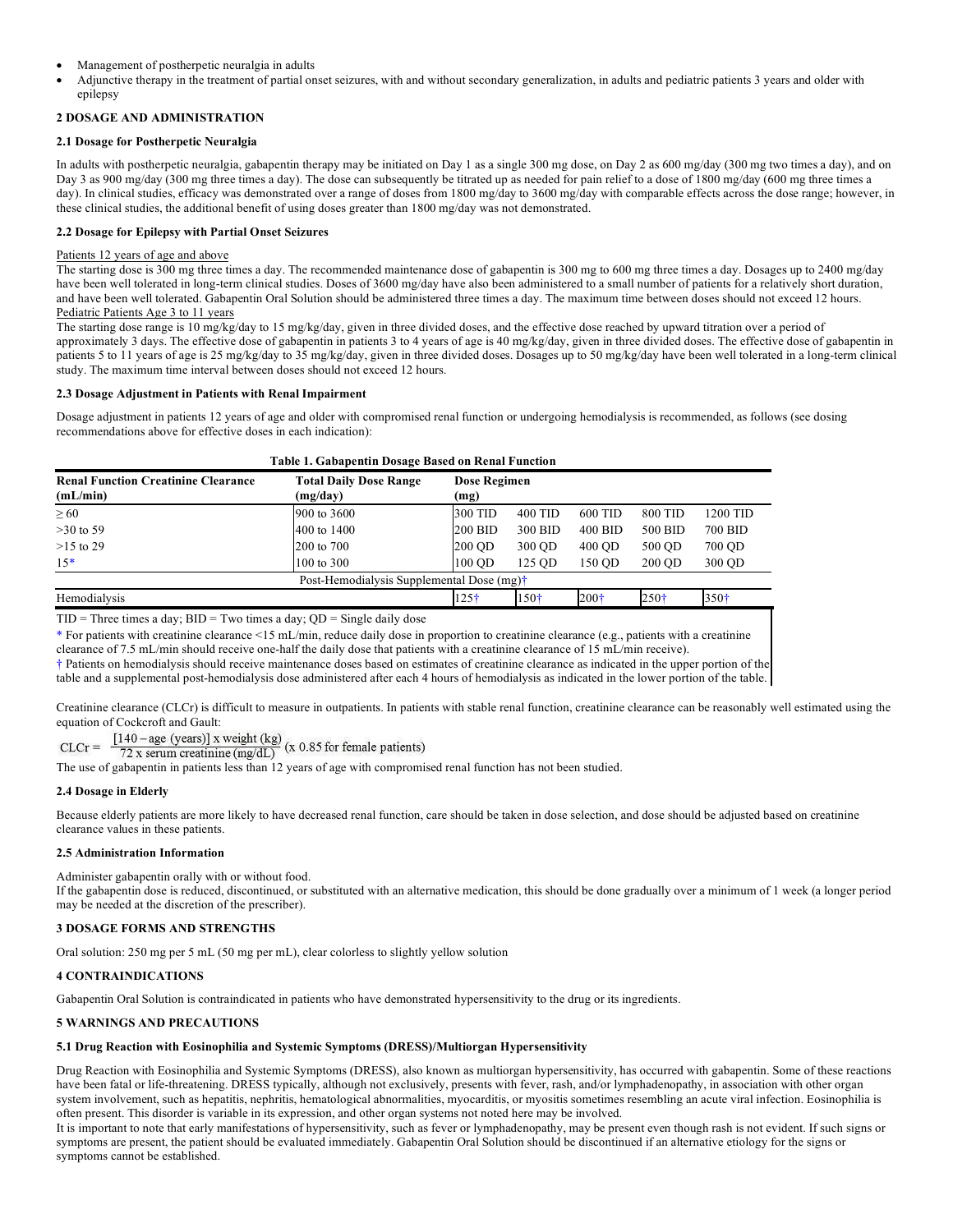- Management of postherpetic neuralgia in adults
- Adjunctive therapy in the treatment of partial onset seizures, with and without secondary generalization, in adults and pediatric patients 3 years and older with epilepsy

## 2 DOSAGE AND ADMINISTRATION

### 2.1 Dosage for Postherpetic Neuralgia

In adults with postherpetic neuralgia, gabapentin therapy may be initiated on Day 1 as a single 300 mg dose, on Day 2 as 600 mg/day (300 mg two times a day), and on Day 3 as 900 mg/day (300 mg three times a day). The dose can subsequently be titrated up as needed for pain relief to a dose of 1800 mg/day (600 mg three times a day). In clinical studies, efficacy was demonstrated over a range of doses from 1800 mg/day to 3600 mg/day with comparable effects across the dose range; however, in these clinical studies, the additional benefit of using doses greater than 1800 mg/day was not demonstrated.

### 2.2 Dosage for Epilepsy with Partial Onset Seizures

Patients 12 years of age and above

The starting dose is 300 mg three times a day. The recommended maintenance dose of gabapentin is 300 mg to 600 mg three times a day. Dosages up to 2400 mg/day have been well tolerated in long-term clinical studies. Doses of 3600 mg/day have also been administered to a small number of patients for a relatively short duration, and have been well tolerated. Gabapentin Oral Solution should be administered three times a day. The maximum time between doses should not exceed 12 hours.

Pediatric Patients Age 3 to 11 years

The starting dose range is 10 mg/kg/day to 15 mg/kg/day, given in three divided doses, and the effective dose reached by upward titration over a period of approximately 3 days. The effective dose of gabapentin in patients 3 to 4 years of age is 40 mg/kg/day, given in three divided doses. The effective dose of gabapentin in patients 5 to 11 years of age is 25 mg/kg/day to 35 mg/kg/day, given in three divided doses. Dosages up to 50 mg/kg/day have been well tolerated in a long-term clinical study. The maximum time interval between doses should not exceed 12 hours.

### 2.3 Dosage Adjustment in Patients with Renal Impairment

Dosage adjustment in patients 12 years of age and older with compromised renal function or undergoing hemodialysis is recommended, as follows (see dosing recommendations above for effective doses in each indication):

**Table 1. Gabapentin Dosage Based on Renal Function**

| Renal Function Creatinine Clearance (mL/min) | Total Daily Dose Range (mg/day) | Dose Regimen (mg) | | | | |
|---|---|---|---|---|---|---|
| ≥ 60 | 900 to 3600 | 300 TID | 400 TID | 600 TID | 800 TID | 1200 TID |
| >30 to 59 | 400 to 1400 | 200 BID | 300 BID | 400 BID | 500 BID | 700 BID |
| >15 to 29 | 200 to 700 | 200 QD | 300 QD | 400 QD | 500 QD | 700 QD |
| 15* | 100 to 300 | 100 QD | 125 QD | 150 QD | 200 QD | 300 QD |
| Post-Hemodialysis Supplemental Dose (mg)† | | | | | | |
| Hemodialysis | | 125† | 150† | 200† | 250† | 350† |

TID = Three times a day; BID = Two times a day; QD = Single daily dose

\* For patients with creatinine clearance <15 mL/min, reduce daily dose in proportion to creatinine clearance (e.g., patients with a creatinine clearance of 7.5 mL/min should receive one-half the daily dose that patients with a creatinine clearance of 15 mL/min receive).

† Patients on hemodialysis should receive maintenance doses based on estimates of creatinine clearance as indicated in the upper portion of the table and a supplemental post-hemodialysis dose administered after each 4 hours of hemodialysis as indicated in the lower portion of the table.

Creatinine clearance (CLCr) is difficult to measure in outpatients. In patients with stable renal function, creatinine clearance can be reasonably well estimated using the equation of Cockcroft and Gault:

$$\text{CLCr} = \frac{[140 - \text{age (years)}] \times \text{weight (kg)}}{72 \times \text{serum creatinine (mg/dL)}} \ (\times\ 0.85 \text{ for female patients})$$

The use of gabapentin in patients less than 12 years of age with compromised renal function has not been studied.

### 2.4 Dosage in Elderly

Because elderly patients are more likely to have decreased renal function, care should be taken in dose selection, and dose should be adjusted based on creatinine clearance values in these patients.

### 2.5 Administration Information

Administer gabapentin orally with or without food.

If the gabapentin dose is reduced, discontinued, or substituted with an alternative medication, this should be done gradually over a minimum of 1 week (a longer period may be needed at the discretion of the prescriber).

## 3 DOSAGE FORMS AND STRENGTHS

Oral solution: 250 mg per 5 mL (50 mg per mL), clear colorless to slightly yellow solution

## 4 CONTRAINDICATIONS

Gabapentin Oral Solution is contraindicated in patients who have demonstrated hypersensitivity to the drug or its ingredients.

## 5 WARNINGS AND PRECAUTIONS

### 5.1 Drug Reaction with Eosinophilia and Systemic Symptoms (DRESS)/Multiorgan Hypersensitivity

Drug Reaction with Eosinophilia and Systemic Symptoms (DRESS), also known as multiorgan hypersensitivity, has occurred with gabapentin. Some of these reactions have been fatal or life-threatening. DRESS typically, although not exclusively, presents with fever, rash, and/or lymphadenopathy, in association with other organ system involvement, such as hepatitis, nephritis, hematological abnormalities, myocarditis, or myositis sometimes resembling an acute viral infection. Eosinophilia is often present. This disorder is variable in its expression, and other organ systems not noted here may be involved.

It is important to note that early manifestations of hypersensitivity, such as fever or lymphadenopathy, may be present even though rash is not evident. If such signs or symptoms are present, the patient should be evaluated immediately. Gabapentin Oral Solution should be discontinued if an alternative etiology for the signs or symptoms cannot be established.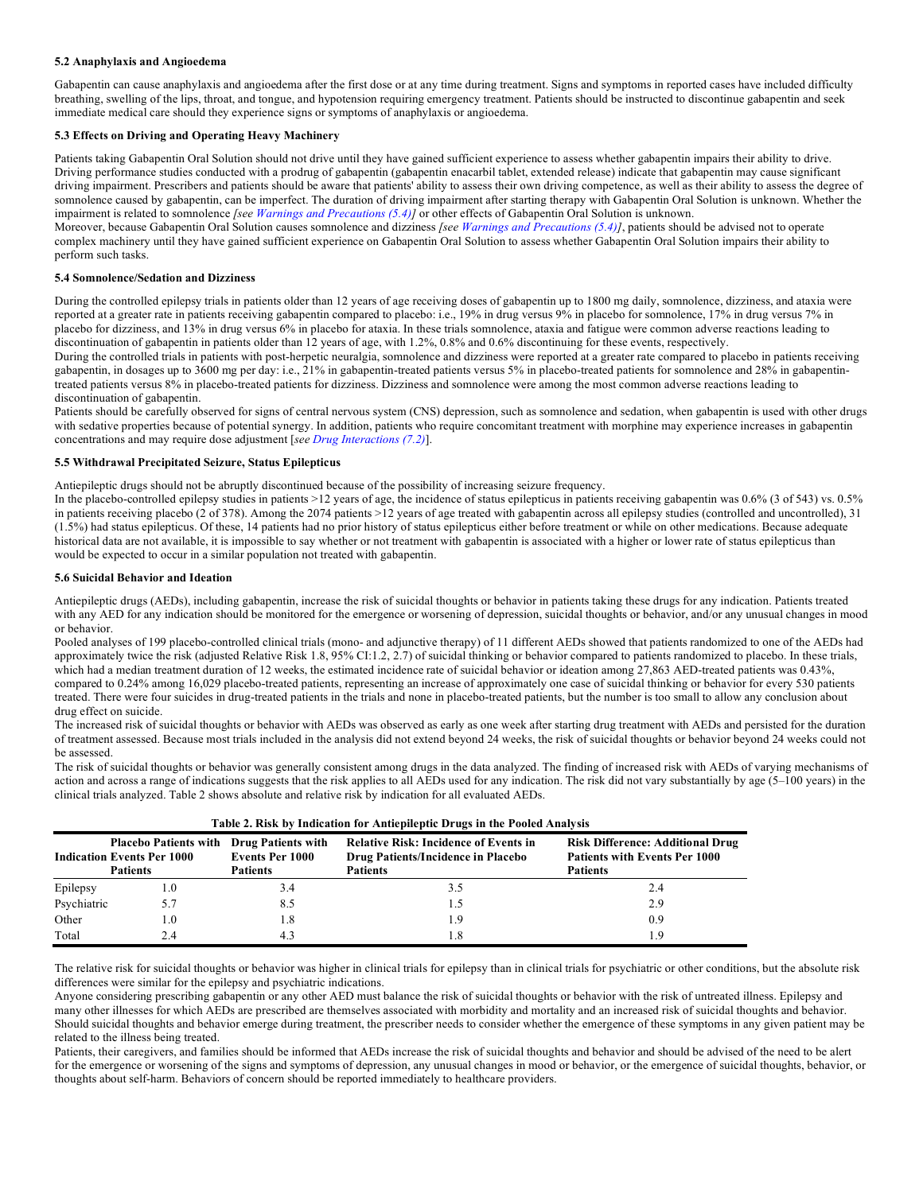### 5.2 Anaphylaxis and Angioedema

Gabapentin can cause anaphylaxis and angioedema after the first dose or at any time during treatment. Signs and symptoms in reported cases have included difficulty breathing, swelling of the lips, throat, and tongue, and hypotension requiring emergency treatment. Patients should be instructed to discontinue gabapentin and seek immediate medical care should they experience signs or symptoms of anaphylaxis or angioedema.

### 5.3 Effects on Driving and Operating Heavy Machinery

Patients taking Gabapentin Oral Solution should not drive until they have gained sufficient experience to assess whether gabapentin impairs their ability to drive. Driving performance studies conducted with a prodrug of gabapentin (gabapentin enacarbil tablet, extended release) indicate that gabapentin may cause significant driving impairment. Prescribers and patients should be aware that patients' ability to assess their own driving competence, as well as their ability to assess the degree of somnolence caused by gabapentin, can be imperfect. The duration of driving impairment after starting therapy with Gabapentin Oral Solution is unknown. Whether the impairment is related to somnolence *[see Warnings and Precautions (5.4)]* or other effects of Gabapentin Oral Solution is unknown.

Moreover, because Gabapentin Oral Solution causes somnolence and dizziness *[see Warnings and Precautions (5.4)]*, patients should be advised not to operate complex machinery until they have gained sufficient experience on Gabapentin Oral Solution to assess whether Gabapentin Oral Solution impairs their ability to perform such tasks.

### 5.4 Somnolence/Sedation and Dizziness

During the controlled epilepsy trials in patients older than 12 years of age receiving doses of gabapentin up to 1800 mg daily, somnolence, dizziness, and ataxia were reported at a greater rate in patients receiving gabapentin compared to placebo: i.e., 19% in drug versus 9% in placebo for somnolence, 17% in drug versus 7% in placebo for dizziness, and 13% in drug versus 6% in placebo for ataxia. In these trials somnolence, ataxia and fatigue were common adverse reactions leading to discontinuation of gabapentin in patients older than 12 years of age, with 1.2%, 0.8% and 0.6% discontinuing for these events, respectively.

During the controlled trials in patients with post-herpetic neuralgia, somnolence and dizziness were reported at a greater rate compared to placebo in patients receiving gabapentin, in dosages up to 3600 mg per day: i.e., 21% in gabapentin-treated patients versus 5% in placebo-treated patients for somnolence and 28% in gabapentin-treated patients versus 8% in placebo-treated patients for dizziness. Dizziness and somnolence were among the most common adverse reactions leading to discontinuation of gabapentin.

Patients should be carefully observed for signs of central nervous system (CNS) depression, such as somnolence and sedation, when gabapentin is used with other drugs with sedative properties because of potential synergy. In addition, patients who require concomitant treatment with morphine may experience increases in gabapentin concentrations and may require dose adjustment [*see Drug Interactions (7.2)*].

### 5.5 Withdrawal Precipitated Seizure, Status Epilepticus

Antiepileptic drugs should not be abruptly discontinued because of the possibility of increasing seizure frequency.

In the placebo-controlled epilepsy studies in patients >12 years of age, the incidence of status epilepticus in patients receiving gabapentin was 0.6% (3 of 543) vs. 0.5% in patients receiving placebo (2 of 378). Among the 2074 patients >12 years of age treated with gabapentin across all epilepsy studies (controlled and uncontrolled), 31 (1.5%) had status epilepticus. Of these, 14 patients had no prior history of status epilepticus either before treatment or while on other medications. Because adequate historical data are not available, it is impossible to say whether or not treatment with gabapentin is associated with a higher or lower rate of status epilepticus than would be expected to occur in a similar population not treated with gabapentin.

### 5.6 Suicidal Behavior and Ideation

Antiepileptic drugs (AEDs), including gabapentin, increase the risk of suicidal thoughts or behavior in patients taking these drugs for any indication. Patients treated with any AED for any indication should be monitored for the emergence or worsening of depression, suicidal thoughts or behavior, and/or any unusual changes in mood or behavior.

Pooled analyses of 199 placebo-controlled clinical trials (mono- and adjunctive therapy) of 11 different AEDs showed that patients randomized to one of the AEDs had approximately twice the risk (adjusted Relative Risk 1.8, 95% CI:1.2, 2.7) of suicidal thinking or behavior compared to patients randomized to placebo. In these trials, which had a median treatment duration of 12 weeks, the estimated incidence rate of suicidal behavior or ideation among 27,863 AED-treated patients was 0.43%, compared to 0.24% among 16,029 placebo-treated patients, representing an increase of approximately one case of suicidal thinking or behavior for every 530 patients treated. There were four suicides in drug-treated patients in the trials and none in placebo-treated patients, but the number is too small to allow any conclusion about drug effect on suicide.

The increased risk of suicidal thoughts or behavior with AEDs was observed as early as one week after starting drug treatment with AEDs and persisted for the duration of treatment assessed. Because most trials included in the analysis did not extend beyond 24 weeks, the risk of suicidal thoughts or behavior beyond 24 weeks could not be assessed.

The risk of suicidal thoughts or behavior was generally consistent among drugs in the data analyzed. The finding of increased risk with AEDs of varying mechanisms of action and across a range of indications suggests that the risk applies to all AEDs used for any indication. The risk did not vary substantially by age (5–100 years) in the clinical trials analyzed. Table 2 shows absolute and relative risk by indication for all evaluated AEDs.

**Table 2. Risk by Indication for Antiepileptic Drugs in the Pooled Analysis**

| Indication | Placebo Patients with Events Per 1000 Patients | Drug Patients with Events Per 1000 Patients | Relative Risk: Incidence of Events in Drug Patients/Incidence in Placebo Patients | Risk Difference: Additional Drug Patients with Events Per 1000 Patients |
|---|---|---|---|---|
| Epilepsy | 1.0 | 3.4 | 3.5 | 2.4 |
| Psychiatric | 5.7 | 8.5 | 1.5 | 2.9 |
| Other | 1.0 | 1.8 | 1.9 | 0.9 |
| Total | 2.4 | 4.3 | 1.8 | 1.9 |

The relative risk for suicidal thoughts or behavior was higher in clinical trials for epilepsy than in clinical trials for psychiatric or other conditions, but the absolute risk differences were similar for the epilepsy and psychiatric indications.

Anyone considering prescribing gabapentin or any other AED must balance the risk of suicidal thoughts or behavior with the risk of untreated illness. Epilepsy and many other illnesses for which AEDs are prescribed are themselves associated with morbidity and mortality and an increased risk of suicidal thoughts and behavior. Should suicidal thoughts and behavior emerge during treatment, the prescriber needs to consider whether the emergence of these symptoms in any given patient may be related to the illness being treated.

Patients, their caregivers, and families should be informed that AEDs increase the risk of suicidal thoughts and behavior and should be advised of the need to be alert for the emergence or worsening of the signs and symptoms of depression, any unusual changes in mood or behavior, or the emergence of suicidal thoughts, behavior, or thoughts about self-harm. Behaviors of concern should be reported immediately to healthcare providers.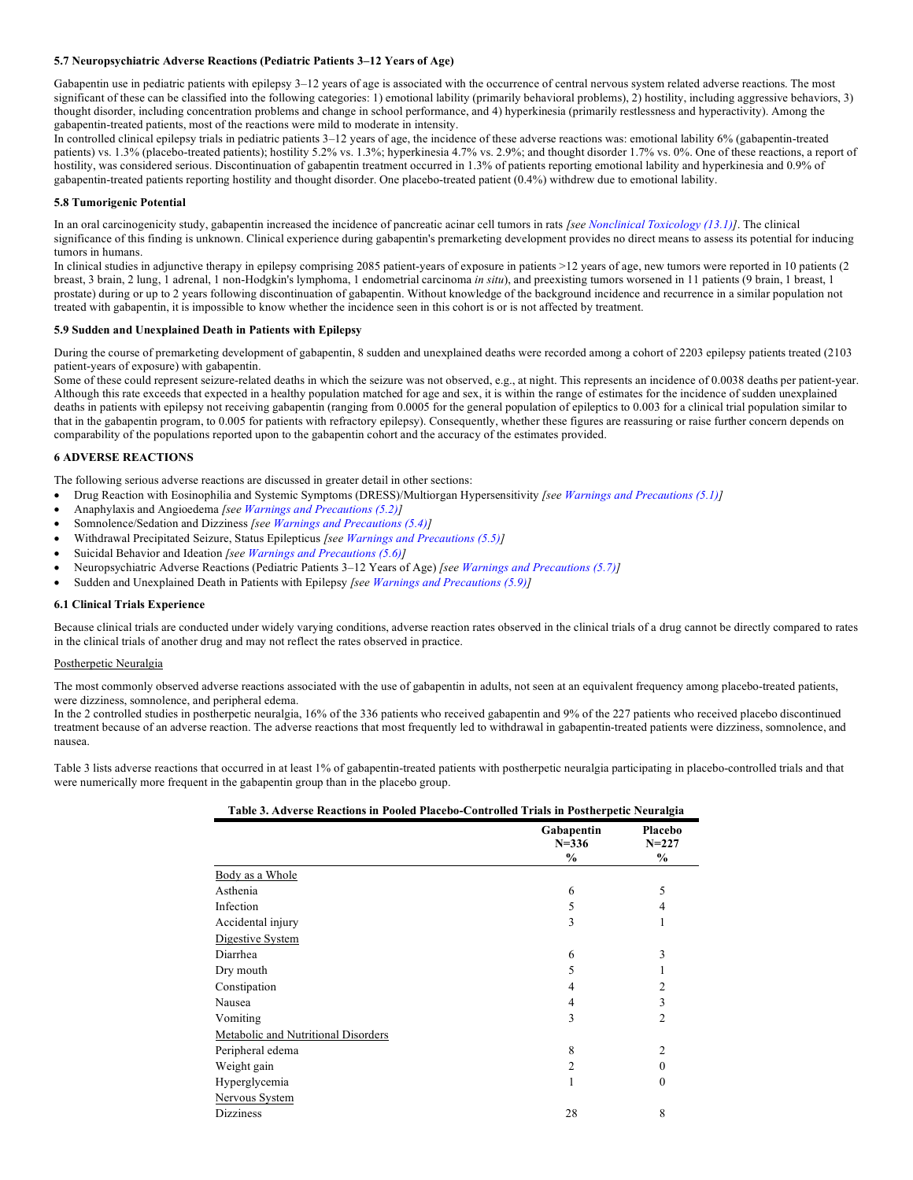### 5.7 Neuropsychiatric Adverse Reactions (Pediatric Patients 3–12 Years of Age)

Gabapentin use in pediatric patients with epilepsy 3–12 years of age is associated with the occurrence of central nervous system related adverse reactions. The most significant of these can be classified into the following categories: 1) emotional lability (primarily behavioral problems), 2) hostility, including aggressive behaviors, 3) thought disorder, including concentration problems and change in school performance, and 4) hyperkinesia (primarily restlessness and hyperactivity). Among the gabapentin-treated patients, most of the reactions were mild to moderate in intensity.

In controlled clinical epilepsy trials in pediatric patients 3–12 years of age, the incidence of these adverse reactions was: emotional lability 6% (gabapentin-treated patients) vs. 1.3% (placebo-treated patients); hostility 5.2% vs. 1.3%; hyperkinesia 4.7% vs. 2.9%; and thought disorder 1.7% vs. 0%. One of these reactions, a report of hostility, was considered serious. Discontinuation of gabapentin treatment occurred in 1.3% of patients reporting emotional lability and hyperkinesia and 0.9% of gabapentin-treated patients reporting hostility and thought disorder. One placebo-treated patient (0.4%) withdrew due to emotional lability.

### 5.8 Tumorigenic Potential

In an oral carcinogenicity study, gabapentin increased the incidence of pancreatic acinar cell tumors in rats *[see Nonclinical Toxicology (13.1)]*. The clinical significance of this finding is unknown. Clinical experience during gabapentin's premarketing development provides no direct means to assess its potential for inducing tumors in humans.

In clinical studies in adjunctive therapy in epilepsy comprising 2085 patient-years of exposure in patients >12 years of age, new tumors were reported in 10 patients (2 breast, 3 brain, 2 lung, 1 adrenal, 1 non-Hodgkin's lymphoma, 1 endometrial carcinoma *in situ*), and preexisting tumors worsened in 11 patients (9 brain, 1 breast, 1 prostate) during or up to 2 years following discontinuation of gabapentin. Without knowledge of the background incidence and recurrence in a similar population not treated with gabapentin, it is impossible to know whether the incidence seen in this cohort is or is not affected by treatment.

### 5.9 Sudden and Unexplained Death in Patients with Epilepsy

During the course of premarketing development of gabapentin, 8 sudden and unexplained deaths were recorded among a cohort of 2203 epilepsy patients treated (2103 patient-years of exposure) with gabapentin.

Some of these could represent seizure-related deaths in which the seizure was not observed, e.g., at night. This represents an incidence of 0.0038 deaths per patient-year. Although this rate exceeds that expected in a healthy population matched for age and sex, it is within the range of estimates for the incidence of sudden unexplained deaths in patients with epilepsy not receiving gabapentin (ranging from 0.0005 for the general population of epileptics to 0.003 for a clinical trial population similar to that in the gabapentin program, to 0.005 for patients with refractory epilepsy). Consequently, whether these figures are reassuring or raise further concern depends on comparability of the populations reported upon to the gabapentin cohort and the accuracy of the estimates provided.

## 6 ADVERSE REACTIONS

The following serious adverse reactions are discussed in greater detail in other sections:

- Drug Reaction with Eosinophilia and Systemic Symptoms (DRESS)/Multiorgan Hypersensitivity *[see Warnings and Precautions (5.1)]*
- Anaphylaxis and Angioedema *[see Warnings and Precautions (5.2)]*
- Somnolence/Sedation and Dizziness *[see Warnings and Precautions (5.4)]*
- Withdrawal Precipitated Seizure, Status Epilepticus *[see Warnings and Precautions (5.5)]*
- Suicidal Behavior and Ideation *[see Warnings and Precautions (5.6)]*
- Neuropsychiatric Adverse Reactions (Pediatric Patients 3–12 Years of Age) *[see Warnings and Precautions (5.7)]*
- Sudden and Unexplained Death in Patients with Epilepsy *[see Warnings and Precautions (5.9)]*

### 6.1 Clinical Trials Experience

Because clinical trials are conducted under widely varying conditions, adverse reaction rates observed in the clinical trials of a drug cannot be directly compared to rates in the clinical trials of another drug and may not reflect the rates observed in practice.

Postherpetic Neuralgia

The most commonly observed adverse reactions associated with the use of gabapentin in adults, not seen at an equivalent frequency among placebo-treated patients, were dizziness, somnolence, and peripheral edema.

In the 2 controlled studies in postherpetic neuralgia, 16% of the 336 patients who received gabapentin and 9% of the 227 patients who received placebo discontinued treatment because of an adverse reaction. The adverse reactions that most frequently led to withdrawal in gabapentin-treated patients were dizziness, somnolence, and nausea.

Table 3 lists adverse reactions that occurred in at least 1% of gabapentin-treated patients with postherpetic neuralgia participating in placebo-controlled trials and that were numerically more frequent in the gabapentin group than in the placebo group.

**Table 3. Adverse Reactions in Pooled Placebo-Controlled Trials in Postherpetic Neuralgia**

| | Gabapentin N=336 % | Placebo N=227 % |
|---|---|---|
| Body as a Whole | | |
| Asthenia | 6 | 5 |
| Infection | 5 | 4 |
| Accidental injury | 3 | 1 |
| Digestive System | | |
| Diarrhea | 6 | 3 |
| Dry mouth | 5 | 1 |
| Constipation | 4 | 2 |
| Nausea | 4 | 3 |
| Vomiting | 3 | 2 |
| Metabolic and Nutritional Disorders | | |
| Peripheral edema | 8 | 2 |
| Weight gain | 2 | 0 |
| Hyperglycemia | 1 | 0 |
| Nervous System | | |
| Dizziness | 28 | 8 |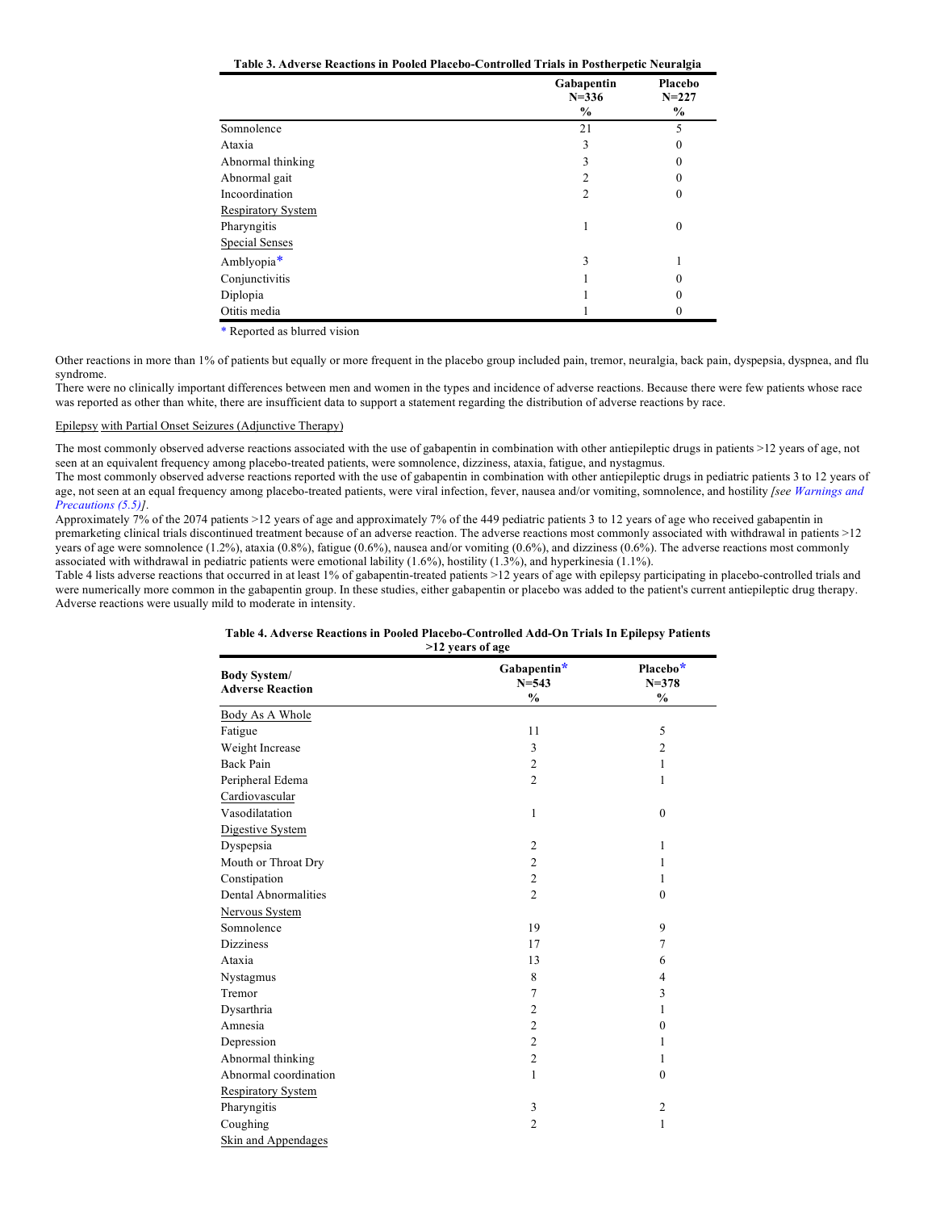**Table 3. Adverse Reactions in Pooled Placebo-Controlled Trials in Postherpetic Neuralgia**

| | Gabapentin N=336 % | Placebo N=227 % |
|---|---|---|
| Somnolence | 21 | 5 |
| Ataxia | 3 | 0 |
| Abnormal thinking | 3 | 0 |
| Abnormal gait | 2 | 0 |
| Incoordination | 2 | 0 |
| Respiratory System | | |
| Pharyngitis | 1 | 0 |
| Special Senses | | |
| Amblyopia* | 3 | 1 |
| Conjunctivitis | 1 | 0 |
| Diplopia | 1 | 0 |
| Otitis media | 1 | 0 |

* Reported as blurred vision

Other reactions in more than 1% of patients but equally or more frequent in the placebo group included pain, tremor, neuralgia, back pain, dyspepsia, dyspnea, and flu syndrome.

There were no clinically important differences between men and women in the types and incidence of adverse reactions. Because there were few patients whose race was reported as other than white, there are insufficient data to support a statement regarding the distribution of adverse reactions by race.

Epilepsy with Partial Onset Seizures (Adjunctive Therapy)

The most commonly observed adverse reactions associated with the use of gabapentin in combination with other antiepileptic drugs in patients >12 years of age, not seen at an equivalent frequency among placebo-treated patients, were somnolence, dizziness, ataxia, fatigue, and nystagmus.

The most commonly observed adverse reactions reported with the use of gabapentin in combination with other antiepileptic drugs in pediatric patients 3 to 12 years of age, not seen at an equal frequency among placebo-treated patients, were viral infection, fever, nausea and/or vomiting, somnolence, and hostility *[see Warnings and Precautions (5.5)]*.

Approximately 7% of the 2074 patients >12 years of age and approximately 7% of the 449 pediatric patients 3 to 12 years of age who received gabapentin in premarketing clinical trials discontinued treatment because of an adverse reaction. The adverse reactions most commonly associated with withdrawal in patients >12 years of age were somnolence (1.2%), ataxia (0.8%), fatigue (0.6%), nausea and/or vomiting (0.6%), and dizziness (0.6%). The adverse reactions most commonly associated with withdrawal in pediatric patients were emotional lability (1.6%), hostility (1.3%), and hyperkinesia (1.1%).

Table 4 lists adverse reactions that occurred in at least 1% of gabapentin-treated patients >12 years of age with epilepsy participating in placebo-controlled trials and were numerically more common in the gabapentin group. In these studies, either gabapentin or placebo was added to the patient's current antiepileptic drug therapy. Adverse reactions were usually mild to moderate in intensity.

**Table 4. Adverse Reactions in Pooled Placebo-Controlled Add-On Trials In Epilepsy Patients >12 years of age**

| Body System/ Adverse Reaction | Gabapentin* N=543 % | Placebo* N=378 % |
|---|---|---|
| Body As A Whole | | |
| Fatigue | 11 | 5 |
| Weight Increase | 3 | 2 |
| Back Pain | 2 | 1 |
| Peripheral Edema | 2 | 1 |
| Cardiovascular | | |
| Vasodilatation | 1 | 0 |
| Digestive System | | |
| Dyspepsia | 2 | 1 |
| Mouth or Throat Dry | 2 | 1 |
| Constipation | 2 | 1 |
| Dental Abnormalities | 2 | 0 |
| Nervous System | | |
| Somnolence | 19 | 9 |
| Dizziness | 17 | 7 |
| Ataxia | 13 | 6 |
| Nystagmus | 8 | 4 |
| Tremor | 7 | 3 |
| Dysarthria | 2 | 1 |
| Amnesia | 2 | 0 |
| Depression | 2 | 1 |
| Abnormal thinking | 2 | 1 |
| Abnormal coordination | 1 | 0 |
| Respiratory System | | |
| Pharyngitis | 3 | 2 |
| Coughing | 2 | 1 |
| Skin and Appendages | | |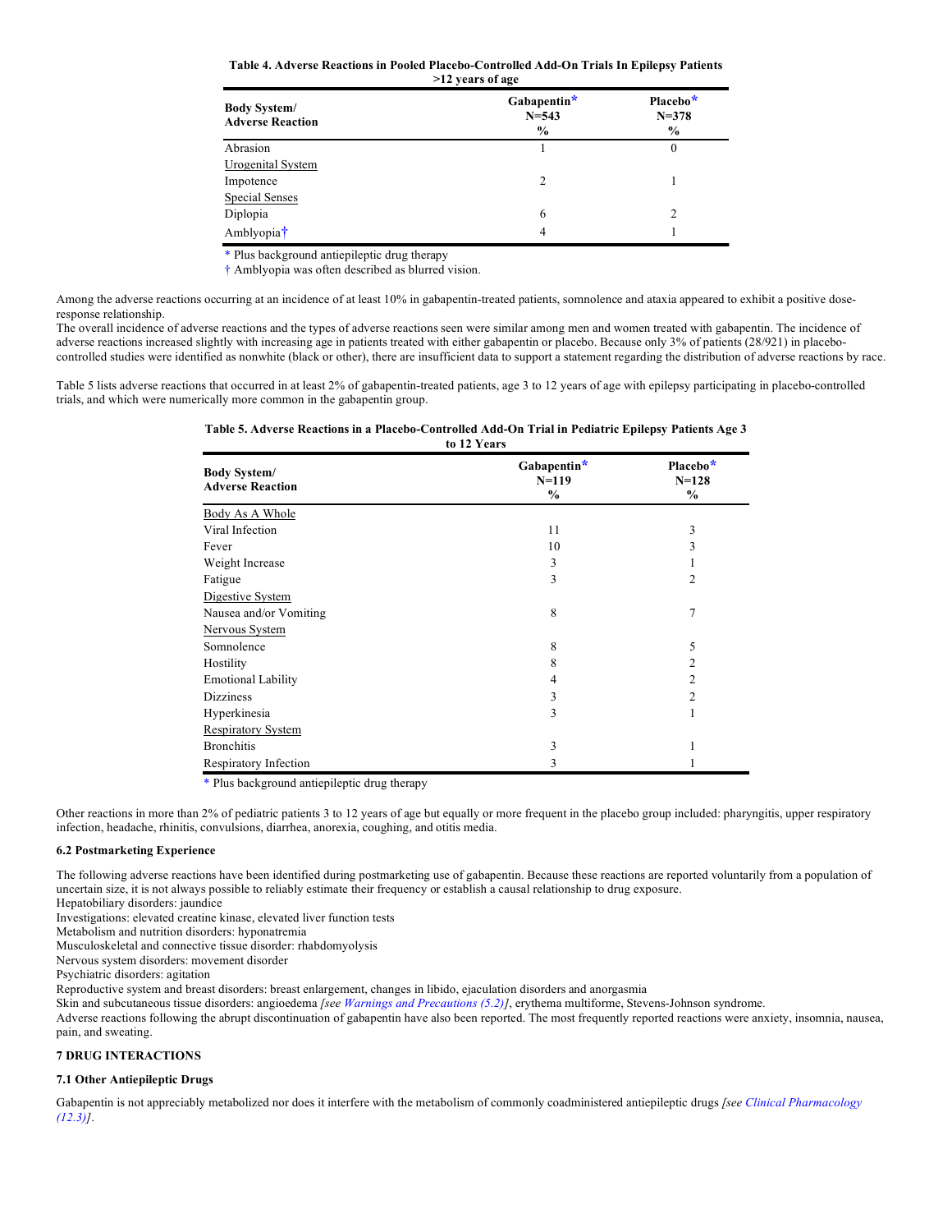**Table 4. Adverse Reactions in Pooled Placebo-Controlled Add-On Trials In Epilepsy Patients >12 years of age**

| Body System/ Adverse Reaction | Gabapentin* N=543 % | Placebo* N=378 % |
|---|---|---|
| Abrasion | 1 | 0 |
| Urogenital System | | |
| Impotence | 2 | 1 |
| Special Senses | | |
| Diplopia | 6 | 2 |
| Amblyopia† | 4 | 1 |

\* Plus background antiepileptic drug therapy

† Amblyopia was often described as blurred vision.

Among the adverse reactions occurring at an incidence of at least 10% in gabapentin-treated patients, somnolence and ataxia appeared to exhibit a positive dose-response relationship.

The overall incidence of adverse reactions and the types of adverse reactions seen were similar among men and women treated with gabapentin. The incidence of adverse reactions increased slightly with increasing age in patients treated with either gabapentin or placebo. Because only 3% of patients (28/921) in placebo-controlled studies were identified as nonwhite (black or other), there are insufficient data to support a statement regarding the distribution of adverse reactions by race.

Table 5 lists adverse reactions that occurred in at least 2% of gabapentin-treated patients, age 3 to 12 years of age with epilepsy participating in placebo-controlled trials, and which were numerically more common in the gabapentin group.

**Table 5. Adverse Reactions in a Placebo-Controlled Add-On Trial in Pediatric Epilepsy Patients Age 3 to 12 Years**

| Body System/ Adverse Reaction | Gabapentin* N=119 % | Placebo* N=128 % |
|---|---|---|
| Body As A Whole | | |
| Viral Infection | 11 | 3 |
| Fever | 10 | 3 |
| Weight Increase | 3 | 1 |
| Fatigue | 3 | 2 |
| Digestive System | | |
| Nausea and/or Vomiting | 8 | 7 |
| Nervous System | | |
| Somnolence | 8 | 5 |
| Hostility | 8 | 2 |
| Emotional Lability | 4 | 2 |
| Dizziness | 3 | 2 |
| Hyperkinesia | 3 | 1 |
| Respiratory System | | |
| Bronchitis | 3 | 1 |
| Respiratory Infection | 3 | 1 |

\* Plus background antiepileptic drug therapy

Other reactions in more than 2% of pediatric patients 3 to 12 years of age but equally or more frequent in the placebo group included: pharyngitis, upper respiratory infection, headache, rhinitis, convulsions, diarrhea, anorexia, coughing, and otitis media.

### 6.2 Postmarketing Experience

The following adverse reactions have been identified during postmarketing use of gabapentin. Because these reactions are reported voluntarily from a population of uncertain size, it is not always possible to reliably estimate their frequency or establish a causal relationship to drug exposure.

Hepatobiliary disorders: jaundice

Investigations: elevated creatine kinase, elevated liver function tests

Metabolism and nutrition disorders: hyponatremia

Musculoskeletal and connective tissue disorder: rhabdomyolysis

Nervous system disorders: movement disorder

Psychiatric disorders: agitation

Reproductive system and breast disorders: breast enlargement, changes in libido, ejaculation disorders and anorgasmia

Skin and subcutaneous tissue disorders: angioedema *[see Warnings and Precautions (5.2)]*, erythema multiforme, Stevens-Johnson syndrome.

Adverse reactions following the abrupt discontinuation of gabapentin have also been reported. The most frequently reported reactions were anxiety, insomnia, nausea, pain, and sweating.

## 7 DRUG INTERACTIONS

### 7.1 Other Antiepileptic Drugs

Gabapentin is not appreciably metabolized nor does it interfere with the metabolism of commonly coadministered antiepileptic drugs *[see Clinical Pharmacology (12.3)]*.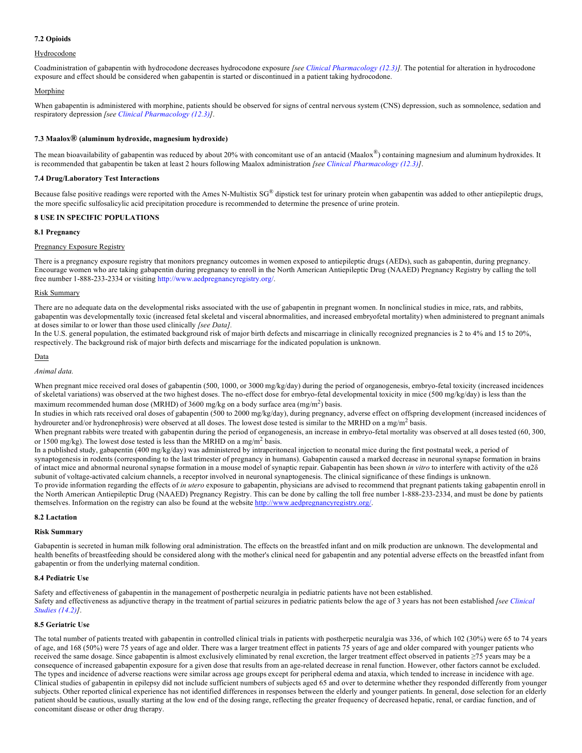### 7.2 Opioids

Hydrocodone

Coadministration of gabapentin with hydrocodone decreases hydrocodone exposure *[see Clinical Pharmacology (12.3)].* The potential for alteration in hydrocodone exposure and effect should be considered when gabapentin is started or discontinued in a patient taking hydrocodone.

Morphine

When gabapentin is administered with morphine, patients should be observed for signs of central nervous system (CNS) depression, such as somnolence, sedation and respiratory depression *[see Clinical Pharmacology (12.3)]*.

### 7.3 Maalox® (aluminum hydroxide, magnesium hydroxide)

The mean bioavailability of gabapentin was reduced by about 20% with concomitant use of an antacid (Maalox®) containing magnesium and aluminum hydroxides. It is recommended that gabapentin be taken at least 2 hours following Maalox administration *[see Clinical Pharmacology (12.3)]*.

### 7.4 Drug/Laboratory Test Interactions

Because false positive readings were reported with the Ames N-Multistix SG® dipstick test for urinary protein when gabapentin was added to other antiepileptic drugs, the more specific sulfosalicylic acid precipitation procedure is recommended to determine the presence of urine protein.

## 8 USE IN SPECIFIC POPULATIONS

### 8.1 Pregnancy

Pregnancy Exposure Registry

There is a pregnancy exposure registry that monitors pregnancy outcomes in women exposed to antiepileptic drugs (AEDs), such as gabapentin, during pregnancy. Encourage women who are taking gabapentin during pregnancy to enroll in the North American Antiepileptic Drug (NAAED) Pregnancy Registry by calling the toll free number 1-888-233-2334 or visiting http://www.aedpregnancyregistry.org/.

Risk Summary

There are no adequate data on the developmental risks associated with the use of gabapentin in pregnant women. In nonclinical studies in mice, rats, and rabbits, gabapentin was developmentally toxic (increased fetal skeletal and visceral abnormalities, and increased embryofetal mortality) when administered to pregnant animals at doses similar to or lower than those used clinically *[see Data].*

In the U.S. general population, the estimated background risk of major birth defects and miscarriage in clinically recognized pregnancies is 2 to 4% and 15 to 20%, respectively. The background risk of major birth defects and miscarriage for the indicated population is unknown.

Data

*Animal data.*

When pregnant mice received oral doses of gabapentin (500, 1000, or 3000 mg/kg/day) during the period of organogenesis, embryo-fetal toxicity (increased incidences of skeletal variations) was observed at the two highest doses. The no-effect dose for embryo-fetal developmental toxicity in mice (500 mg/kg/day) is less than the maximum recommended human dose (MRHD) of 3600 mg/kg on a body surface area ($mg/m^2$) basis.

In studies in which rats received oral doses of gabapentin (500 to 2000 mg/kg/day), during pregnancy, adverse effect on offspring development (increased incidences of hydroureter and/or hydronephrosis) were observed at all doses. The lowest dose tested is similar to the MRHD on a $mg/m^2$ basis.

When pregnant rabbits were treated with gabapentin during the period of organogenesis, an increase in embryo-fetal mortality was observed at all doses tested (60, 300, or 1500 mg/kg). The lowest dose tested is less than the MRHD on a $mg/m^2$ basis.

In a published study, gabapentin (400 mg/kg/day) was administered by intraperitoneal injection to neonatal mice during the first postnatal week, a period of synaptogenesis in rodents (corresponding to the last trimester of pregnancy in humans). Gabapentin caused a marked decrease in neuronal synapse formation in brains of intact mice and abnormal neuronal synapse formation in a mouse model of synaptic repair. Gabapentin has been shown *in vitro* to interfere with activity of the α2δ subunit of voltage-activated calcium channels, a receptor involved in neuronal synaptogenesis. The clinical significance of these findings is unknown.

To provide information regarding the effects of *in utero* exposure to gabapentin, physicians are advised to recommend that pregnant patients taking gabapentin enroll in the North American Antiepileptic Drug (NAAED) Pregnancy Registry. This can be done by calling the toll free number 1-888-233-2334, and must be done by patients themselves. Information on the registry can also be found at the website http://www.aedpregnancyregistry.org/.

### 8.2 Lactation

**Risk Summary**

Gabapentin is secreted in human milk following oral administration. The effects on the breastfed infant and on milk production are unknown. The developmental and health benefits of breastfeeding should be considered along with the mother's clinical need for gabapentin and any potential adverse effects on the breastfed infant from gabapentin or from the underlying maternal condition.

### 8.4 Pediatric Use

Safety and effectiveness of gabapentin in the management of postherpetic neuralgia in pediatric patients have not been established.

Safety and effectiveness as adjunctive therapy in the treatment of partial seizures in pediatric patients below the age of 3 years has not been established *[see Clinical Studies (14.2)]*.

### 8.5 Geriatric Use

The total number of patients treated with gabapentin in controlled clinical trials in patients with postherpetic neuralgia was 336, of which 102 (30%) were 65 to 74 years of age, and 168 (50%) were 75 years of age and older. There was a larger treatment effect in patients 75 years of age and older compared with younger patients who received the same dosage. Since gabapentin is almost exclusively eliminated by renal excretion, the larger treatment effect observed in patients ≥75 years may be a consequence of increased gabapentin exposure for a given dose that results from an age-related decrease in renal function. However, other factors cannot be excluded. The types and incidence of adverse reactions were similar across age groups except for peripheral edema and ataxia, which tended to increase in incidence with age. Clinical studies of gabapentin in epilepsy did not include sufficient numbers of subjects aged 65 and over to determine whether they responded differently from younger subjects. Other reported clinical experience has not identified differences in responses between the elderly and younger patients. In general, dose selection for an elderly patient should be cautious, usually starting at the low end of the dosing range, reflecting the greater frequency of decreased hepatic, renal, or cardiac function, and of concomitant disease or other drug therapy.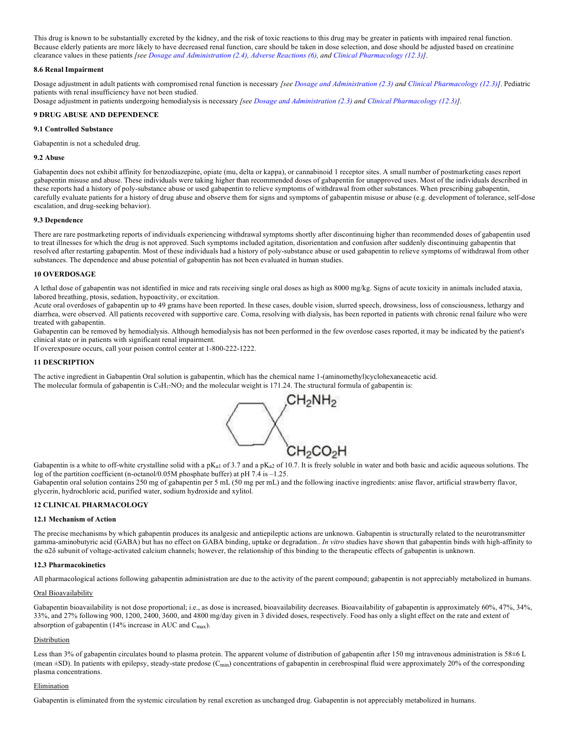This drug is known to be substantially excreted by the kidney, and the risk of toxic reactions to this drug may be greater in patients with impaired renal function. Because elderly patients are more likely to have decreased renal function, care should be taken in dose selection, and dose should be adjusted based on creatinine clearance values in these patients *[see Dosage and Administration (2.4), Adverse Reactions (6), and Clinical Pharmacology (12.3)]*.

#### 8.6 Renal Impairment

Dosage adjustment in adult patients with compromised renal function is necessary *[see Dosage and Administration (2.3) and Clinical Pharmacology (12.3)]*. Pediatric patients with renal insufficiency have not been studied.
Dosage adjustment in patients undergoing hemodialysis is necessary *[see Dosage and Administration (2.3) and Clinical Pharmacology (12.3)]*.

### 9 DRUG ABUSE AND DEPENDENCE

#### 9.1 Controlled Substance

Gabapentin is not a scheduled drug.

#### 9.2 Abuse

Gabapentin does not exhibit affinity for benzodiazepine, opiate (mu, delta or kappa), or cannabinoid 1 receptor sites. A small number of postmarketing cases report gabapentin misuse and abuse. These individuals were taking higher than recommended doses of gabapentin for unapproved uses. Most of the individuals described in these reports had a history of poly-substance abuse or used gabapentin to relieve symptoms of withdrawal from other substances. When prescribing gabapentin, carefully evaluate patients for a history of drug abuse and observe them for signs and symptoms of gabapentin misuse or abuse (e.g. development of tolerance, self-dose escalation, and drug-seeking behavior).

#### 9.3 Dependence

There are rare postmarketing reports of individuals experiencing withdrawal symptoms shortly after discontinuing higher than recommended doses of gabapentin used to treat illnesses for which the drug is not approved. Such symptoms included agitation, disorientation and confusion after suddenly discontinuing gabapentin that resolved after restarting gabapentin. Most of these individuals had a history of poly-substance abuse or used gabapentin to relieve symptoms of withdrawal from other substances. The dependence and abuse potential of gabapentin has not been evaluated in human studies.

### 10 OVERDOSAGE

A lethal dose of gabapentin was not identified in mice and rats receiving single oral doses as high as 8000 mg/kg. Signs of acute toxicity in animals included ataxia, labored breathing, ptosis, sedation, hypoactivity, or excitation.
Acute oral overdoses of gabapentin up to 49 grams have been reported. In these cases, double vision, slurred speech, drowsiness, loss of consciousness, lethargy and diarrhea, were observed. All patients recovered with supportive care. Coma, resolving with dialysis, has been reported in patients with chronic renal failure who were treated with gabapentin.
Gabapentin can be removed by hemodialysis. Although hemodialysis has not been performed in the few overdose cases reported, it may be indicated by the patient's clinical state or in patients with significant renal impairment.
If overexposure occurs, call your poison control center at 1-800-222-1222.

### 11 DESCRIPTION

The active ingredient in Gabapentin Oral solution is gabapentin, which has the chemical name 1-(aminomethyl)cyclohexaneacetic acid.
The molecular formula of gabapentin is $C_9H_{17}NO_2$ and the molecular weight is 171.24. The structural formula of gabapentin is:

$CH_2NH_2$

$CH_2CO_2H$

Gabapentin is a white to off-white crystalline solid with a $pK_{a1}$ of 3.7 and a $pK_{a2}$ of 10.7. It is freely soluble in water and both basic and acidic aqueous solutions. The log of the partition coefficient (n-octanol/0.05M phosphate buffer) at pH 7.4 is –1.25.
Gabapentin oral solution contains 250 mg of gabapentin per 5 mL (50 mg per mL) and the following inactive ingredients: anise flavor, artificial strawberry flavor, glycerin, hydrochloric acid, purified water, sodium hydroxide and xylitol.

### 12 CLINICAL PHARMACOLOGY

#### 12.1 Mechanism of Action

The precise mechanisms by which gabapentin produces its analgesic and antiepileptic actions are unknown. Gabapentin is structurally related to the neurotransmitter gamma-aminobutyric acid (GABA) but has no effect on GABA binding, uptake or degradation.. *In vitro* studies have shown that gabapentin binds with high-affinity to the α2δ subunit of voltage-activated calcium channels; however, the relationship of this binding to the therapeutic effects of gabapentin is unknown.

#### 12.3 Pharmacokinetics

All pharmacological actions following gabapentin administration are due to the activity of the parent compound; gabapentin is not appreciably metabolized in humans.

Oral Bioavailability

Gabapentin bioavailability is not dose proportional; i.e., as dose is increased, bioavailability decreases. Bioavailability of gabapentin is approximately 60%, 47%, 34%, 33%, and 27% following 900, 1200, 2400, 3600, and 4800 mg/day given in 3 divided doses, respectively. Food has only a slight effect on the rate and extent of absorption of gabapentin (14% increase in AUC and $C_{max}$).

Distribution

Less than 3% of gabapentin circulates bound to plasma protein. The apparent volume of distribution of gabapentin after 150 mg intravenous administration is 58±6 L (mean ±SD). In patients with epilepsy, steady-state predose ($C_{min}$) concentrations of gabapentin in cerebrospinal fluid were approximately 20% of the corresponding plasma concentrations.

Elimination

Gabapentin is eliminated from the systemic circulation by renal excretion as unchanged drug. Gabapentin is not appreciably metabolized in humans.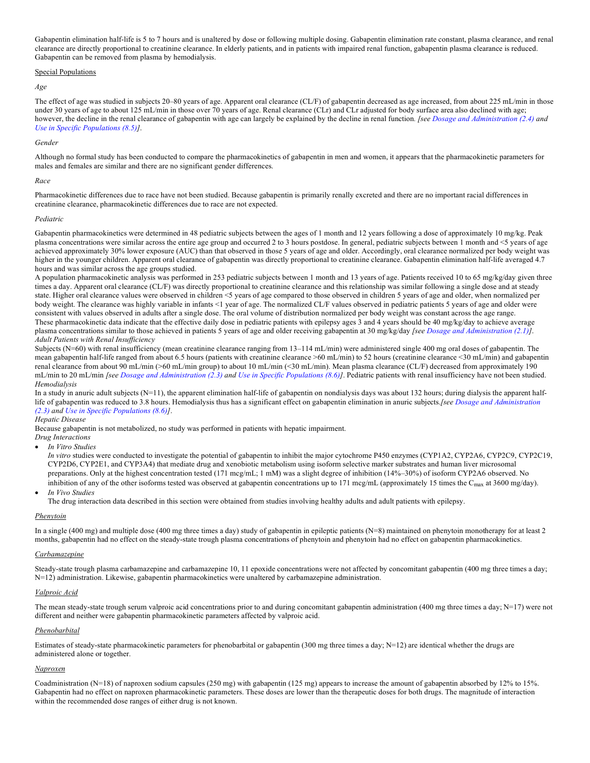Gabapentin elimination half-life is 5 to 7 hours and is unaltered by dose or following multiple dosing. Gabapentin elimination rate constant, plasma clearance, and renal clearance are directly proportional to creatinine clearance. In elderly patients, and in patients with impaired renal function, gabapentin plasma clearance is reduced. Gabapentin can be removed from plasma by hemodialysis.

Special Populations

*Age*

The effect of age was studied in subjects 20–80 years of age. Apparent oral clearance (CL/F) of gabapentin decreased as age increased, from about 225 mL/min in those under 30 years of age to about 125 mL/min in those over 70 years of age. Renal clearance (CLr) and CLr adjusted for body surface area also declined with age; however, the decline in the renal clearance of gabapentin with age can largely be explained by the decline in renal function. *[see Dosage and Administration (2.4) and Use in Specific Populations (8.5)]*.

*Gender*

Although no formal study has been conducted to compare the pharmacokinetics of gabapentin in men and women, it appears that the pharmacokinetic parameters for males and females are similar and there are no significant gender differences.

*Race*

Pharmacokinetic differences due to race have not been studied. Because gabapentin is primarily renally excreted and there are no important racial differences in creatinine clearance, pharmacokinetic differences due to race are not expected.

*Pediatric*

Gabapentin pharmacokinetics were determined in 48 pediatric subjects between the ages of 1 month and 12 years following a dose of approximately 10 mg/kg. Peak plasma concentrations were similar across the entire age group and occurred 2 to 3 hours postdose. In general, pediatric subjects between 1 month and <5 years of age achieved approximately 30% lower exposure (AUC) than that observed in those 5 years of age and older. Accordingly, oral clearance normalized per body weight was higher in the younger children. Apparent oral clearance of gabapentin was directly proportional to creatinine clearance. Gabapentin elimination half-life averaged 4.7 hours and was similar across the age groups studied.

A population pharmacokinetic analysis was performed in 253 pediatric subjects between 1 month and 13 years of age. Patients received 10 to 65 mg/kg/day given three times a day. Apparent oral clearance (CL/F) was directly proportional to creatinine clearance and this relationship was similar following a single dose and at steady state. Higher oral clearance values were observed in children <5 years of age compared to those observed in children 5 years of age and older, when normalized per body weight. The clearance was highly variable in infants <1 year of age. The normalized CL/F values observed in pediatric patients 5 years of age and older were consistent with values observed in adults after a single dose. The oral volume of distribution normalized per body weight was constant across the age range.

These pharmacokinetic data indicate that the effective daily dose in pediatric patients with epilepsy ages 3 and 4 years should be 40 mg/kg/day to achieve average plasma concentrations similar to those achieved in patients 5 years of age and older receiving gabapentin at 30 mg/kg/day *[see Dosage and Administration (2.1)]*.

*Adult Patients with Renal Insufficiency*

Subjects (N=60) with renal insufficiency (mean creatinine clearance ranging from 13–114 mL/min) were administered single 400 mg oral doses of gabapentin. The mean gabapentin half-life ranged from about 6.5 hours (patients with creatinine clearance >60 mL/min) to 52 hours (creatinine clearance <30 mL/min) and gabapentin renal clearance from about 90 mL/min (>60 mL/min group) to about 10 mL/min (<30 mL/min). Mean plasma clearance (CL/F) decreased from approximately 190 mL/min to 20 mL/min *[see Dosage and Administration (2.3) and Use in Specific Populations (8.6)]*. Pediatric patients with renal insufficiency have not been studied.

*Hemodialysis*

In a study in anuric adult subjects (N=11), the apparent elimination half-life of gabapentin on nondialysis days was about 132 hours; during dialysis the apparent half-life of gabapentin was reduced to 3.8 hours. Hemodialysis thus has a significant effect on gabapentin elimination in anuric subjects.*[see Dosage and Administration (2.3) and Use in Specific Populations (8.6)]*.

*Hepatic Disease*

Because gabapentin is not metabolized, no study was performed in patients with hepatic impairment.

*Drug Interactions*

- *In Vitro Studies*
  *In vitro* studies were conducted to investigate the potential of gabapentin to inhibit the major cytochrome P450 enzymes (CYP1A2, CYP2A6, CYP2C9, CYP2C19, CYP2D6, CYP2E1, and CYP3A4) that mediate drug and xenobiotic metabolism using isoform selective marker substrates and human liver microsomal preparations. Only at the highest concentration tested (171 mcg/mL; 1 mM) was a slight degree of inhibition (14%–30%) of isoform CYP2A6 observed. No inhibition of any of the other isoforms tested was observed at gabapentin concentrations up to 171 mcg/mL (approximately 15 times the $C_{max}$ at 3600 mg/day).
- *In Vivo Studies*
  The drug interaction data described in this section were obtained from studies involving healthy adults and adult patients with epilepsy.

*Phenytoin*

In a single (400 mg) and multiple dose (400 mg three times a day) study of gabapentin in epileptic patients (N=8) maintained on phenytoin monotherapy for at least 2 months, gabapentin had no effect on the steady-state trough plasma concentrations of phenytoin and phenytoin had no effect on gabapentin pharmacokinetics.

*Carbamazepine*

Steady-state trough plasma carbamazepine and carbamazepine 10, 11 epoxide concentrations were not affected by concomitant gabapentin (400 mg three times a day; N=12) administration. Likewise, gabapentin pharmacokinetics were unaltered by carbamazepine administration.

*Valproic Acid*

The mean steady-state trough serum valproic acid concentrations prior to and during concomitant gabapentin administration (400 mg three times a day; N=17) were not different and neither were gabapentin pharmacokinetic parameters affected by valproic acid.

*Phenobarbital*

Estimates of steady-state pharmacokinetic parameters for phenobarbital or gabapentin (300 mg three times a day; N=12) are identical whether the drugs are administered alone or together.

*Naproxen*

Coadministration (N=18) of naproxen sodium capsules (250 mg) with gabapentin (125 mg) appears to increase the amount of gabapentin absorbed by 12% to 15%. Gabapentin had no effect on naproxen pharmacokinetic parameters. These doses are lower than the therapeutic doses for both drugs. The magnitude of interaction within the recommended dose ranges of either drug is not known.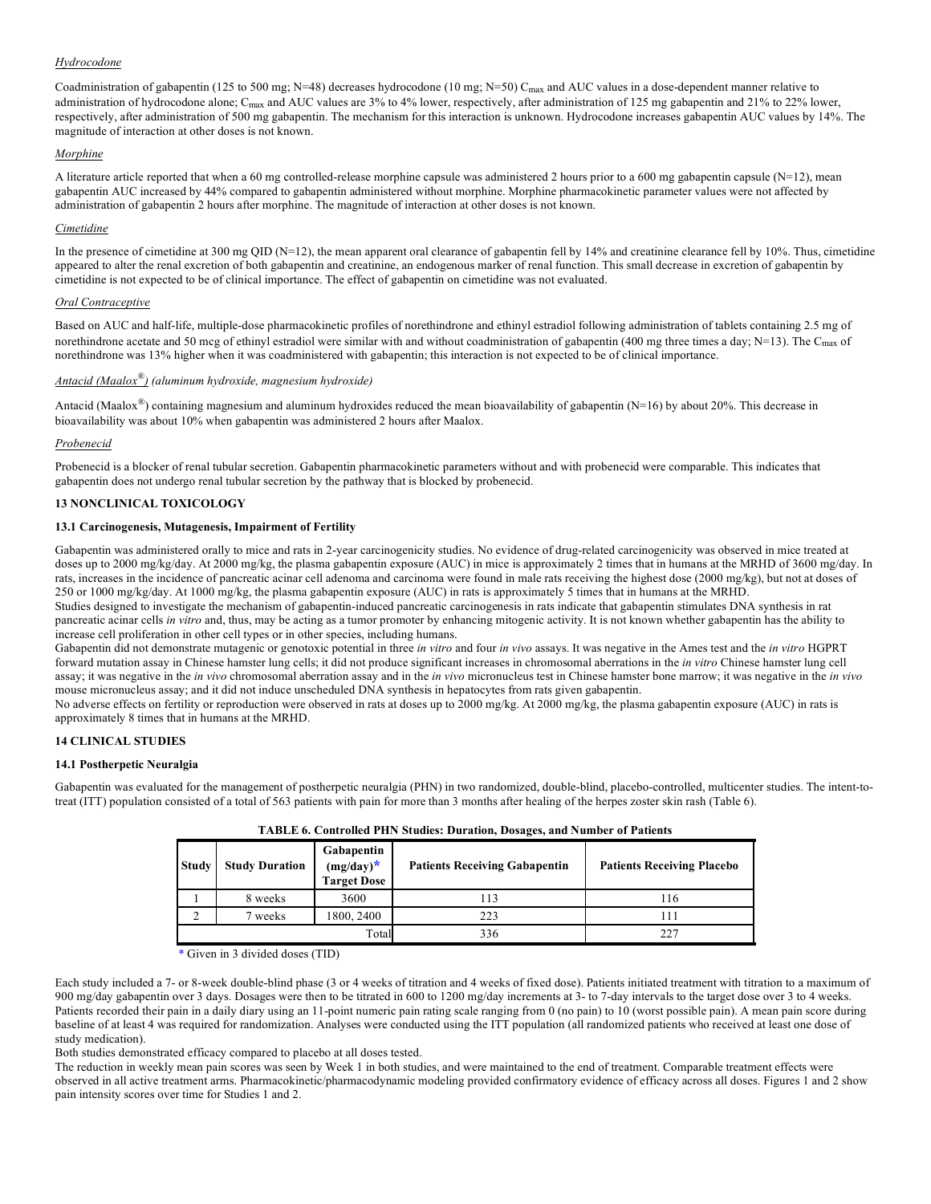*Hydrocodone*

Coadministration of gabapentin (125 to 500 mg; N=48) decreases hydrocodone (10 mg; N=50) $C_{max}$ and AUC values in a dose-dependent manner relative to administration of hydrocodone alone; $C_{max}$ and AUC values are 3% to 4% lower, respectively, after administration of 125 mg gabapentin and 21% to 22% lower, respectively, after administration of 500 mg gabapentin. The mechanism for this interaction is unknown. Hydrocodone increases gabapentin AUC values by 14%. The magnitude of interaction at other doses is not known.

*Morphine*

A literature article reported that when a 60 mg controlled-release morphine capsule was administered 2 hours prior to a 600 mg gabapentin capsule (N=12), mean gabapentin AUC increased by 44% compared to gabapentin administered without morphine. Morphine pharmacokinetic parameter values were not affected by administration of gabapentin 2 hours after morphine. The magnitude of interaction at other doses is not known.

*Cimetidine*

In the presence of cimetidine at 300 mg QID (N=12), the mean apparent oral clearance of gabapentin fell by 14% and creatinine clearance fell by 10%. Thus, cimetidine appeared to alter the renal excretion of both gabapentin and creatinine, an endogenous marker of renal function. This small decrease in excretion of gabapentin by cimetidine is not expected to be of clinical importance. The effect of gabapentin on cimetidine was not evaluated.

*Oral Contraceptive*

Based on AUC and half-life, multiple-dose pharmacokinetic profiles of norethindrone and ethinyl estradiol following administration of tablets containing 2.5 mg of norethindrone acetate and 50 mcg of ethinyl estradiol were similar with and without coadministration of gabapentin (400 mg three times a day; N=13). The $C_{max}$ of norethindrone was 13% higher when it was coadministered with gabapentin; this interaction is not expected to be of clinical importance.

*Antacid (Maalox®) (aluminum hydroxide, magnesium hydroxide)*

Antacid (Maalox®) containing magnesium and aluminum hydroxides reduced the mean bioavailability of gabapentin (N=16) by about 20%. This decrease in bioavailability was about 10% when gabapentin was administered 2 hours after Maalox.

*Probenecid*

Probenecid is a blocker of renal tubular secretion. Gabapentin pharmacokinetic parameters without and with probenecid were comparable. This indicates that gabapentin does not undergo renal tubular secretion by the pathway that is blocked by probenecid.

## 13 NONCLINICAL TOXICOLOGY

### 13.1 Carcinogenesis, Mutagenesis, Impairment of Fertility

Gabapentin was administered orally to mice and rats in 2-year carcinogenicity studies. No evidence of drug-related carcinogenicity was observed in mice treated at doses up to 2000 mg/kg/day. At 2000 mg/kg, the plasma gabapentin exposure (AUC) in mice is approximately 2 times that in humans at the MRHD of 3600 mg/day. In rats, increases in the incidence of pancreatic acinar cell adenoma and carcinoma were found in male rats receiving the highest dose (2000 mg/kg), but not at doses of 250 or 1000 mg/kg/day. At 1000 mg/kg, the plasma gabapentin exposure (AUC) in rats is approximately 5 times that in humans at the MRHD.

Studies designed to investigate the mechanism of gabapentin-induced pancreatic carcinogenesis in rats indicate that gabapentin stimulates DNA synthesis in rat pancreatic acinar cells *in vitro* and, thus, may be acting as a tumor promoter by enhancing mitogenic activity. It is not known whether gabapentin has the ability to increase cell proliferation in other cell types or in other species, including humans.

Gabapentin did not demonstrate mutagenic or genotoxic potential in three *in vitro* and four *in vivo* assays. It was negative in the Ames test and the *in vitro* HGPRT forward mutation assay in Chinese hamster lung cells; it did not produce significant increases in chromosomal aberrations in the *in vitro* Chinese hamster lung cell assay; it was negative in the *in vivo* chromosomal aberration assay and in the *in vivo* micronucleus test in Chinese hamster bone marrow; it was negative in the *in vivo* mouse micronucleus assay; and it did not induce unscheduled DNA synthesis in hepatocytes from rats given gabapentin.

No adverse effects on fertility or reproduction were observed in rats at doses up to 2000 mg/kg. At 2000 mg/kg, the plasma gabapentin exposure (AUC) in rats is approximately 8 times that in humans at the MRHD.

## 14 CLINICAL STUDIES

### 14.1 Postherpetic Neuralgia

Gabapentin was evaluated for the management of postherpetic neuralgia (PHN) in two randomized, double-blind, placebo-controlled, multicenter studies. The intent-to-treat (ITT) population consisted of a total of 563 patients with pain for more than 3 months after healing of the herpes zoster skin rash (Table 6).

**TABLE 6. Controlled PHN Studies: Duration, Dosages, and Number of Patients**

| Study | Study Duration | Gabapentin (mg/day)* Target Dose | Patients Receiving Gabapentin | Patients Receiving Placebo |
|---|---|---|---|---|
| 1 | 8 weeks | 3600 | 113 | 116 |
| 2 | 7 weeks | 1800, 2400 | 223 | 111 |
| | | Total | 336 | 227 |

* Given in 3 divided doses (TID)

Each study included a 7- or 8-week double-blind phase (3 or 4 weeks of titration and 4 weeks of fixed dose). Patients initiated treatment with titration to a maximum of 900 mg/day gabapentin over 3 days. Dosages were then to be titrated in 600 to 1200 mg/day increments at 3- to 7-day intervals to the target dose over 3 to 4 weeks. Patients recorded their pain in a daily diary using an 11-point numeric pain rating scale ranging from 0 (no pain) to 10 (worst possible pain). A mean pain score during baseline of at least 4 was required for randomization. Analyses were conducted using the ITT population (all randomized patients who received at least one dose of study medication).

Both studies demonstrated efficacy compared to placebo at all doses tested.

The reduction in weekly mean pain scores was seen by Week 1 in both studies, and were maintained to the end of treatment. Comparable treatment effects were observed in all active treatment arms. Pharmacokinetic/pharmacodynamic modeling provided confirmatory evidence of efficacy across all doses. Figures 1 and 2 show pain intensity scores over time for Studies 1 and 2.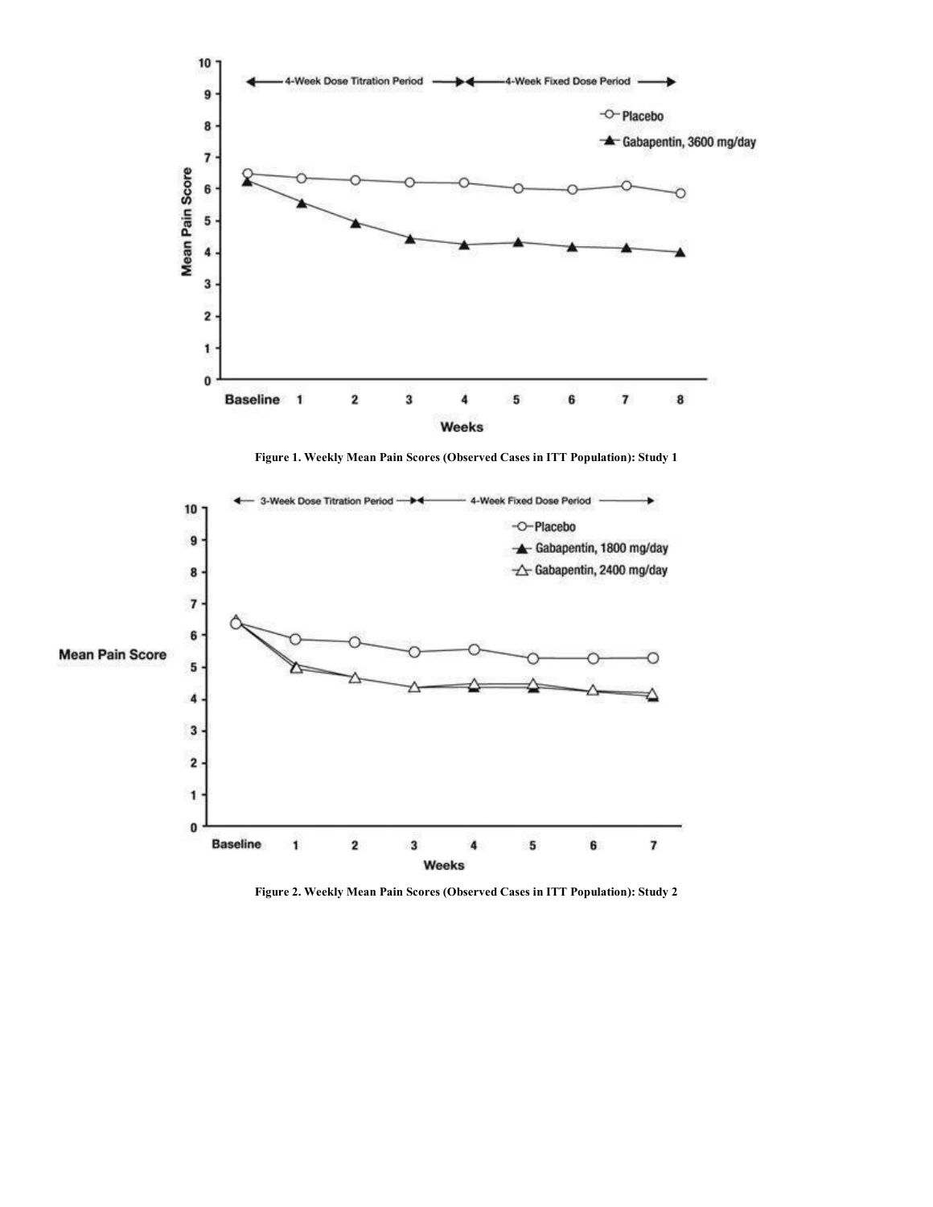Figure 1. Weekly Mean Pain Scores (Observed Cases in ITT Population): Study 1

Figure 2. Weekly Mean Pain Scores (Observed Cases in ITT Population): Study 2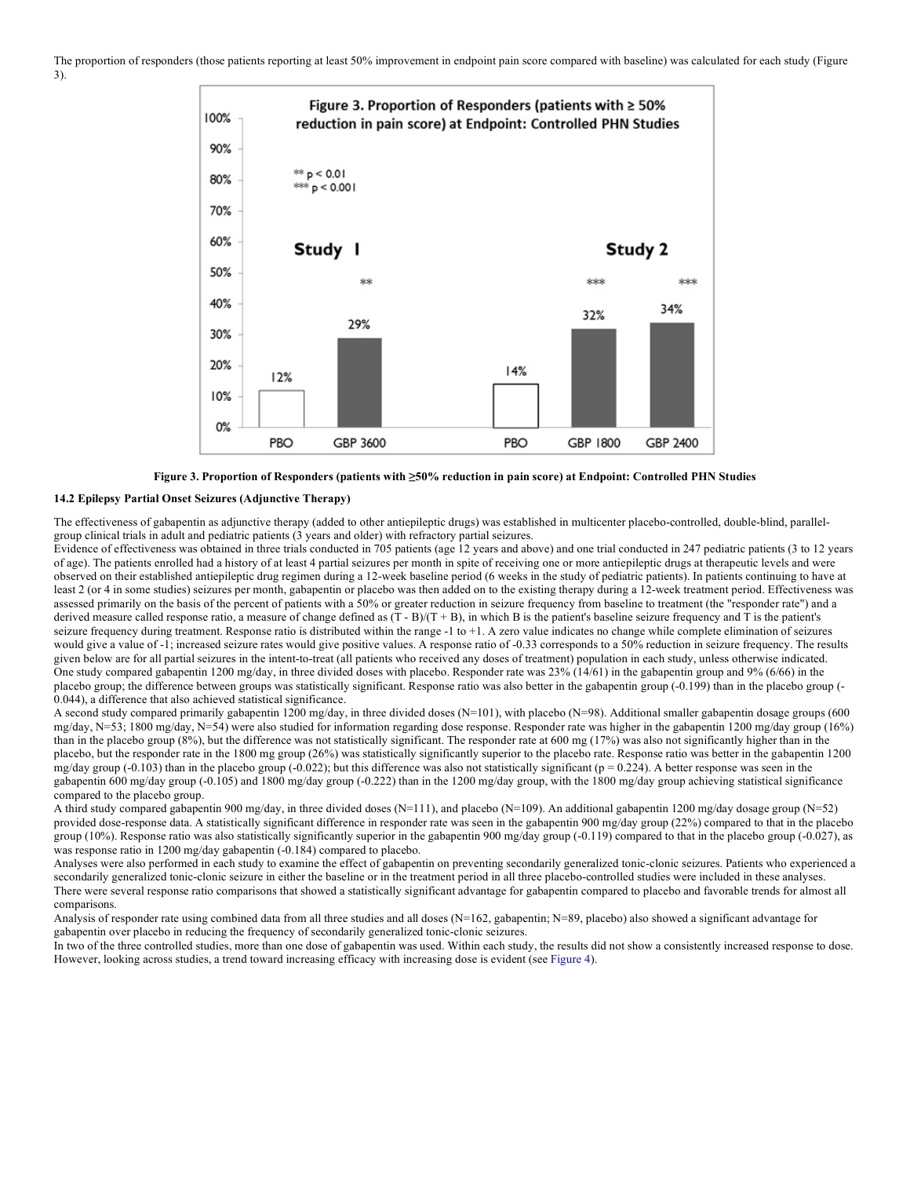The proportion of responders (those patients reporting at least 50% improvement in endpoint pain score compared with baseline) was calculated for each study (Figure 3).

**Figure 3. Proportion of Responders (patients with ≥50% reduction in pain score) at Endpoint: Controlled PHN Studies**

### 14.2 Epilepsy Partial Onset Seizures (Adjunctive Therapy)

The effectiveness of gabapentin as adjunctive therapy (added to other antiepileptic drugs) was established in multicenter placebo-controlled, double-blind, parallel-group clinical trials in adult and pediatric patients (3 years and older) with refractory partial seizures.

Evidence of effectiveness was obtained in three trials conducted in 705 patients (age 12 years and above) and one trial conducted in 247 pediatric patients (3 to 12 years of age). The patients enrolled had a history of at least 4 partial seizures per month in spite of receiving one or more antiepileptic drugs at therapeutic levels and were observed on their established antiepileptic drug regimen during a 12-week baseline period (6 weeks in the study of pediatric patients). In patients continuing to have at least 2 (or 4 in some studies) seizures per month, gabapentin or placebo was then added on to the existing therapy during a 12-week treatment period. Effectiveness was assessed primarily on the basis of the percent of patients with a 50% or greater reduction in seizure frequency from baseline to treatment (the "responder rate") and a derived measure called response ratio, a measure of change defined as $(T - B)/(T + B)$, in which B is the patient's baseline seizure frequency and T is the patient's seizure frequency during treatment. Response ratio is distributed within the range -1 to +1. A zero value indicates no change while complete elimination of seizures would give a value of -1; increased seizure rates would give positive values. A response ratio of -0.33 corresponds to a 50% reduction in seizure frequency. The results given below are for all partial seizures in the intent-to-treat (all patients who received any doses of treatment) population in each study, unless otherwise indicated.

One study compared gabapentin 1200 mg/day, in three divided doses with placebo. Responder rate was 23% (14/61) in the gabapentin group and 9% (6/66) in the placebo group; the difference between groups was statistically significant. Response ratio was also better in the gabapentin group (-0.199) than in the placebo group (-0.044), a difference that also achieved statistical significance.

A second study compared primarily gabapentin 1200 mg/day, in three divided doses (N=101), with placebo (N=98). Additional smaller gabapentin dosage groups (600 mg/day, N=53; 1800 mg/day, N=54) were also studied for information regarding dose response. Responder rate was higher in the gabapentin 1200 mg/day group (16%) than in the placebo group (8%), but the difference was not statistically significant. The responder rate at 600 mg (17%) was also not significantly higher than in the placebo, but the responder rate in the 1800 mg group (26%) was statistically significantly superior to the placebo rate. Response ratio was better in the gabapentin 1200 mg/day group (-0.103) than in the placebo group (-0.022); but this difference was also not statistically significant ($p = 0.224$). A better response was seen in the gabapentin 600 mg/day group (-0.105) and 1800 mg/day group (-0.222) than in the 1200 mg/day group, with the 1800 mg/day group achieving statistical significance compared to the placebo group.

A third study compared gabapentin 900 mg/day, in three divided doses (N=111), and placebo (N=109). An additional gabapentin 1200 mg/day dosage group (N=52) provided dose-response data. A statistically significant difference in responder rate was seen in the gabapentin 900 mg/day group (22%) compared to that in the placebo group (10%). Response ratio was also statistically significantly superior in the gabapentin 900 mg/day group (-0.119) compared to that in the placebo group (-0.027), as was response ratio in 1200 mg/day gabapentin (-0.184) compared to placebo.

Analyses were also performed in each study to examine the effect of gabapentin on preventing secondarily generalized tonic-clonic seizures. Patients who experienced a secondarily generalized tonic-clonic seizure in either the baseline or in the treatment period in all three placebo-controlled studies were included in these analyses. There were several response ratio comparisons that showed a statistically significant advantage for gabapentin compared to placebo and favorable trends for almost all comparisons.

Analysis of responder rate using combined data from all three studies and all doses (N=162, gabapentin; N=89, placebo) also showed a significant advantage for gabapentin over placebo in reducing the frequency of secondarily generalized tonic-clonic seizures.

In two of the three controlled studies, more than one dose of gabapentin was used. Within each study, the results did not show a consistently increased response to dose. However, looking across studies, a trend toward increasing efficacy with increasing dose is evident (see Figure 4).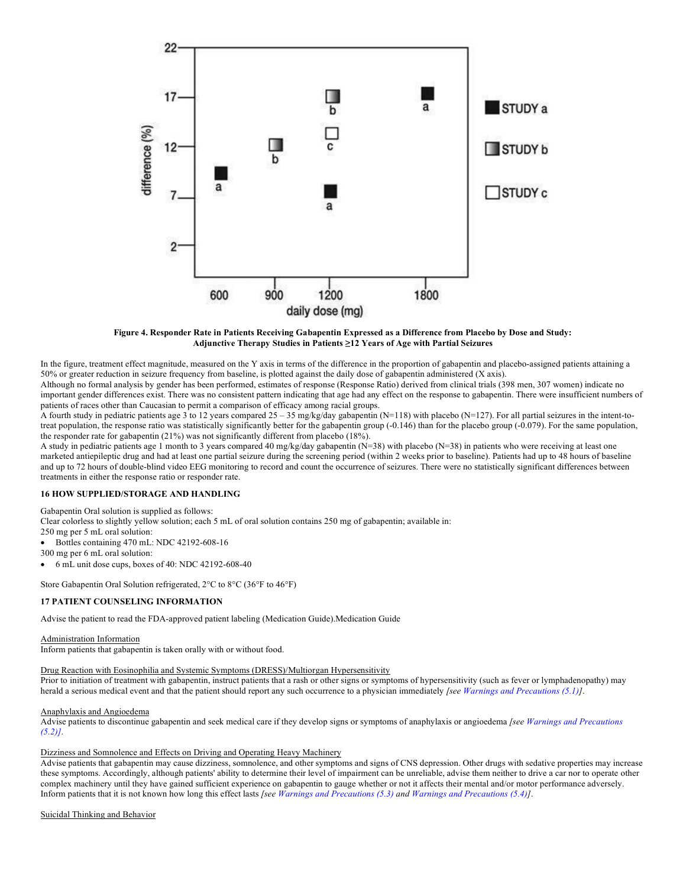**Figure 4. Responder Rate in Patients Receiving Gabapentin Expressed as a Difference from Placebo by Dose and Study: Adjunctive Therapy Studies in Patients ≥12 Years of Age with Partial Seizures**

In the figure, treatment effect magnitude, measured on the Y axis in terms of the difference in the proportion of gabapentin and placebo-assigned patients attaining a 50% or greater reduction in seizure frequency from baseline, is plotted against the daily dose of gabapentin administered (X axis).

Although no formal analysis by gender has been performed, estimates of response (Response Ratio) derived from clinical trials (398 men, 307 women) indicate no important gender differences exist. There was no consistent pattern indicating that age had any effect on the response to gabapentin. There were insufficient numbers of patients of races other than Caucasian to permit a comparison of efficacy among racial groups.

A fourth study in pediatric patients age 3 to 12 years compared 25 – 35 mg/kg/day gabapentin (N=118) with placebo (N=127). For all partial seizures in the intent-to-treat population, the response ratio was statistically significantly better for the gabapentin group (-0.146) than for the placebo group (-0.079). For the same population, the responder rate for gabapentin (21%) was not significantly different from placebo (18%).

A study in pediatric patients age 1 month to 3 years compared 40 mg/kg/day gabapentin (N=38) with placebo (N=38) in patients who were receiving at least one marketed antiepileptic drug and had at least one partial seizure during the screening period (within 2 weeks prior to baseline). Patients had up to 48 hours of baseline and up to 72 hours of double-blind video EEG monitoring to record and count the occurrence of seizures. There were no statistically significant differences between treatments in either the response ratio or responder rate.

## 16 HOW SUPPLIED/STORAGE AND HANDLING

Gabapentin Oral solution is supplied as follows:

Clear colorless to slightly yellow solution; each 5 mL of oral solution contains 250 mg of gabapentin; available in:

250 mg per 5 mL oral solution:

- Bottles containing 470 mL: NDC 42192-608-16

300 mg per 6 mL oral solution:

- 6 mL unit dose cups, boxes of 40: NDC 42192-608-40

Store Gabapentin Oral Solution refrigerated, 2°C to 8°C (36°F to 46°F)

## 17 PATIENT COUNSELING INFORMATION

Advise the patient to read the FDA-approved patient labeling (Medication Guide).Medication Guide

Administration Information

Inform patients that gabapentin is taken orally with or without food.

Drug Reaction with Eosinophilia and Systemic Symptoms (DRESS)/Multiorgan Hypersensitivity

Prior to initiation of treatment with gabapentin, instruct patients that a rash or other signs or symptoms of hypersensitivity (such as fever or lymphadenopathy) may herald a serious medical event and that the patient should report any such occurrence to a physician immediately *[see Warnings and Precautions (5.1)]*.

Anaphylaxis and Angioedema

Advise patients to discontinue gabapentin and seek medical care if they develop signs or symptoms of anaphylaxis or angioedema *[see Warnings and Precautions (5.2)]*.

Dizziness and Somnolence and Effects on Driving and Operating Heavy Machinery

Advise patients that gabapentin may cause dizziness, somnolence, and other symptoms and signs of CNS depression. Other drugs with sedative properties may increase these symptoms. Accordingly, although patients' ability to determine their level of impairment can be unreliable, advise them neither to drive a car nor to operate other complex machinery until they have gained sufficient experience on gabapentin to gauge whether or not it affects their mental and/or motor performance adversely. Inform patients that it is not known how long this effect lasts *[see Warnings and Precautions (5.3) and Warnings and Precautions (5.4)]*.

Suicidal Thinking and Behavior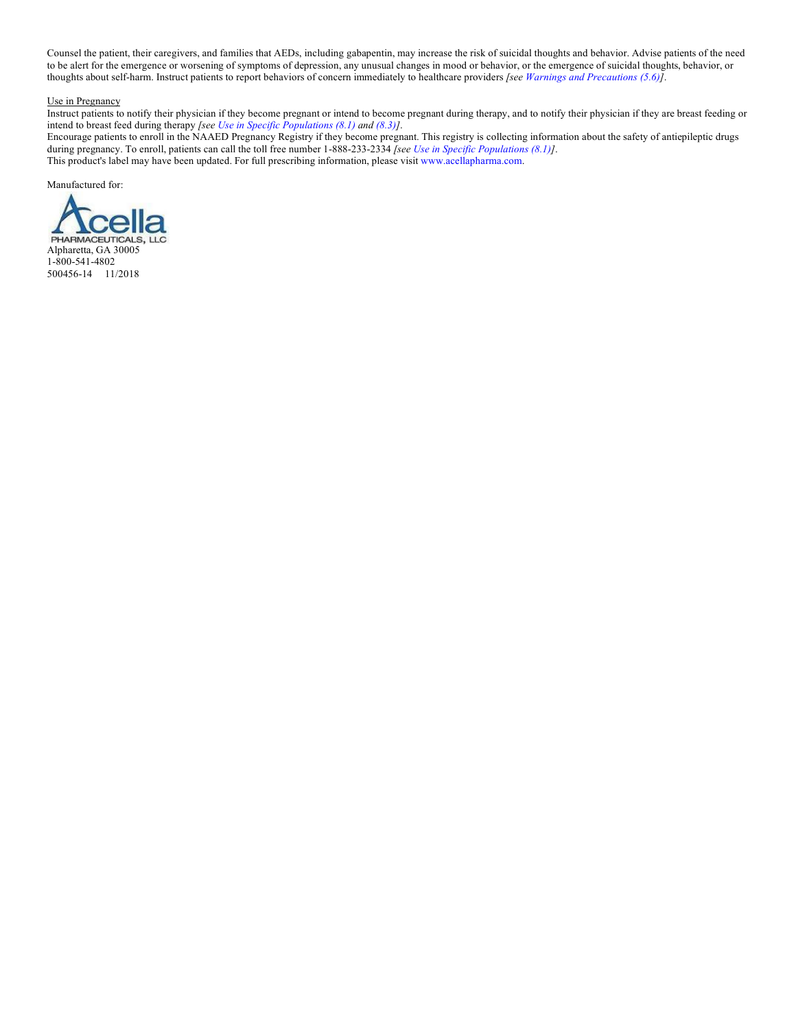Counsel the patient, their caregivers, and families that AEDs, including gabapentin, may increase the risk of suicidal thoughts and behavior. Advise patients of the need to be alert for the emergence or worsening of symptoms of depression, any unusual changes in mood or behavior, or the emergence of suicidal thoughts, behavior, or thoughts about self-harm. Instruct patients to report behaviors of concern immediately to healthcare providers *[see Warnings and Precautions (5.6)]*.

Use in Pregnancy

Instruct patients to notify their physician if they become pregnant or intend to become pregnant during therapy, and to notify their physician if they are breast feeding or intend to breast feed during therapy *[see Use in Specific Populations (8.1) and (8.3)]*.

Encourage patients to enroll in the NAAED Pregnancy Registry if they become pregnant. This registry is collecting information about the safety of antiepileptic drugs during pregnancy. To enroll, patients can call the toll free number 1-888-233-2334 *[see Use in Specific Populations (8.1)]*.

This product's label may have been updated. For full prescribing information, please visit www.acellapharma.com.

Manufactured for:

Acella
PHARMACEUTICALS, LLC
Alpharetta, GA 30005
1-800-541-4802
500456-14 11/2018